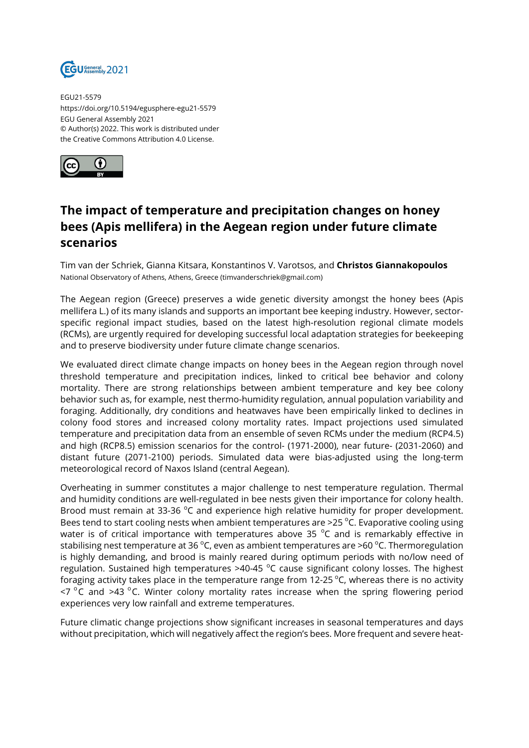EGU21-5579
https://doi.org/10.5194/egusphere-egu21-5579
EGU General Assembly 2021
© Author(s) 2022. This work is distributed under the Creative Commons Attribution 4.0 License.

# The impact of temperature and precipitation changes on honey bees (Apis mellifera) in the Aegean region under future climate scenarios

Tim van der Schriek, Gianna Kitsara, Konstantinos V. Varotsos, and **Christos Giannakopoulos**
National Observatory of Athens, Athens, Greece (timvanderschriek@gmail.com)

The Aegean region (Greece) preserves a wide genetic diversity amongst the honey bees (Apis mellifera L.) of its many islands and supports an important bee keeping industry. However, sector-specific regional impact studies, based on the latest high-resolution regional climate models (RCMs), are urgently required for developing successful local adaptation strategies for beekeeping and to preserve biodiversity under future climate change scenarios.

We evaluated direct climate change impacts on honey bees in the Aegean region through novel threshold temperature and precipitation indices, linked to critical bee behavior and colony mortality. There are strong relationships between ambient temperature and key bee colony behavior such as, for example, nest thermo-humidity regulation, annual population variability and foraging. Additionally, dry conditions and heatwaves have been empirically linked to declines in colony food stores and increased colony mortality rates. Impact projections used simulated temperature and precipitation data from an ensemble of seven RCMs under the medium (RCP4.5) and high (RCP8.5) emission scenarios for the control- (1971-2000), near future- (2031-2060) and distant future (2071-2100) periods. Simulated data were bias-adjusted using the long-term meteorological record of Naxos Island (central Aegean).

Overheating in summer constitutes a major challenge to nest temperature regulation. Thermal and humidity conditions are well-regulated in bee nests given their importance for colony health. Brood must remain at 33-36 °C and experience high relative humidity for proper development. Bees tend to start cooling nests when ambient temperatures are >25 °C. Evaporative cooling using water is of critical importance with temperatures above 35 °C and is remarkably effective in stabilising nest temperature at 36 °C, even as ambient temperatures are >60 °C. Thermoregulation is highly demanding, and brood is mainly reared during optimum periods with no/low need of regulation. Sustained high temperatures >40-45 °C cause significant colony losses. The highest foraging activity takes place in the temperature range from 12-25 °C, whereas there is no activity <7 °C and >43 °C. Winter colony mortality rates increase when the spring flowering period experiences very low rainfall and extreme temperatures.

Future climatic change projections show significant increases in seasonal temperatures and days without precipitation, which will negatively affect the region's bees. More frequent and severe heat-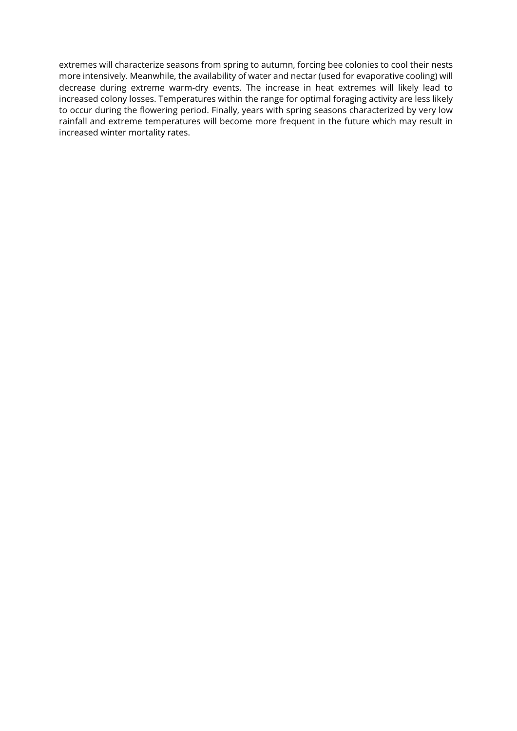extremes will characterize seasons from spring to autumn, forcing bee colonies to cool their nests more intensively. Meanwhile, the availability of water and nectar (used for evaporative cooling) will decrease during extreme warm-dry events. The increase in heat extremes will likely lead to increased colony losses. Temperatures within the range for optimal foraging activity are less likely to occur during the flowering period. Finally, years with spring seasons characterized by very low rainfall and extreme temperatures will become more frequent in the future which may result in increased winter mortality rates.